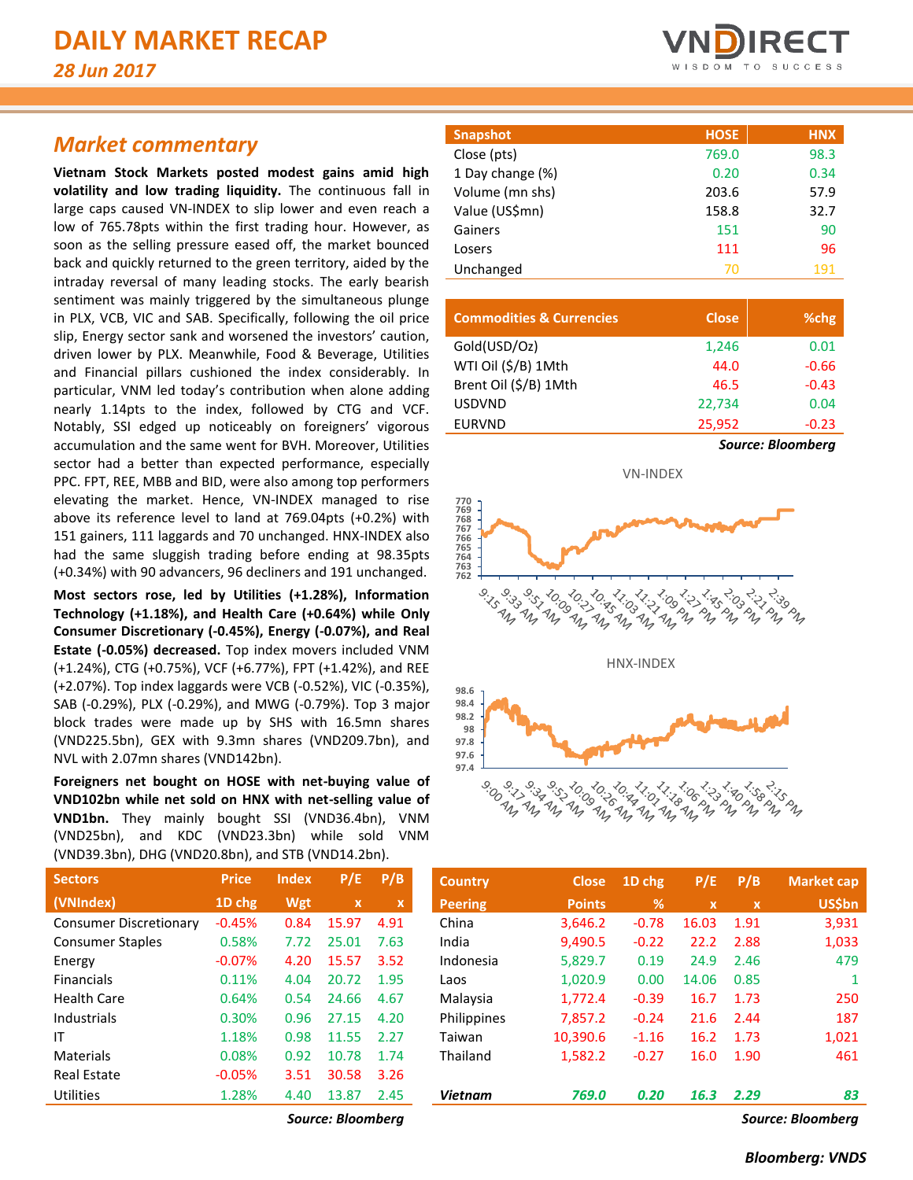# DAILY MARKET RECAP

*28 Jun 2017*

## Market commentary

**Vietnam Stock Markets posted modest gains amid high volatility and low trading liquidity.** The continuous fall in large caps caused VN-INDEX to slip lower and even reach a low of 765.78pts within the first trading hour. However, as soon as the selling pressure eased off, the market bounced back and quickly returned to the green territory, aided by the intraday reversal of many leading stocks. The early bearish sentiment was mainly triggered by the simultaneous plunge in PLX, VCB, VIC and SAB. Specifically, following the oil price slip, Energy sector sank and worsened the investors' caution, driven lower by PLX. Meanwhile, Food & Beverage, Utilities and Financial pillars cushioned the index considerably. In particular, VNM led today's contribution when alone adding nearly 1.14pts to the index, followed by CTG and VCF. Notably, SSI edged up noticeably on foreigners' vigorous accumulation and the same went for BVH. Moreover, Utilities sector had a better than expected performance, especially PPC. FPT, REE, MBB and BID, were also among top performers elevating the market. Hence, VN-INDEX managed to rise above its reference level to land at 769.04pts (+0.2%) with 151 gainers, 111 laggards and 70 unchanged. HNX-INDEX also had the same sluggish trading before ending at 98.35pts (+0.34%) with 90 advancers, 96 decliners and 191 unchanged.

**Most sectors rose, led by Utilities (+1.28%), Information Technology (+1.18%), and Health Care (+0.64%) while Only Consumer Discretionary (-0.45%), Energy (-0.07%), and Real Estate (-0.05%) decreased.** Top index movers included VNM (+1.24%), CTG (+0.75%), VCF (+6.77%), FPT (+1.42%), and REE (+2.07%). Top index laggards were VCB (-0.52%), VIC (-0.35%), SAB (-0.29%), PLX (-0.29%), and MWG (-0.79%). Top 3 major block trades were made up by SHS with 16.5mn shares (VND225.5bn), GEX with 9.3mn shares (VND209.7bn), and NVL with 2.07mn shares (VND142bn).

**Foreigners net bought on HOSE with net-buying value of VND102bn while net sold on HNX with net-selling value of VND1bn.** They mainly bought SSI (VND36.4bn), VNM (VND25bn), and KDC (VND23.3bn) while sold VNM (VND39.3bn), DHG (VND20.8bn), and STB (VND14.2bn).

| Snapshot | HOSE | HNX |
|---|---|---|
| Close (pts) | 769.0 | 98.3 |
| 1 Day change (%) | 0.20 | 0.34 |
| Volume (mn shs) | 203.6 | 57.9 |
| Value (US$mn) | 158.8 | 32.7 |
| Gainers | 151 | 90 |
| Losers | 111 | 96 |
| Unchanged | 70 | 191 |

| Commodities & Currencies | Close | %chg |
|---|---|---|
| Gold(USD/Oz) | 1,246 | 0.01 |
| WTI Oil ($/B) 1Mth | 44.0 | -0.66 |
| Brent Oil ($/B) 1Mth | 46.5 | -0.43 |
| USDVND | 22,734 | 0.04 |
| EURVND | 25,952 | -0.23 |

*Source: Bloomberg*

VN-INDEX

HNX-INDEX

| Sectors (VNIndex) | Price 1D chg | Index Wgt | P/E x | P/B x |
|---|---|---|---|---|
| Consumer Discretionary | -0.45% | 0.84 | 15.97 | 4.91 |
| Consumer Staples | 0.58% | 7.72 | 25.01 | 7.63 |
| Energy | -0.07% | 4.20 | 15.57 | 3.52 |
| Financials | 0.11% | 4.04 | 20.72 | 1.95 |
| Health Care | 0.64% | 0.54 | 24.66 | 4.67 |
| Industrials | 0.30% | 0.96 | 27.15 | 4.20 |
| IT | 1.18% | 0.98 | 11.55 | 2.27 |
| Materials | 0.08% | 0.92 | 10.78 | 1.74 |
| Real Estate | -0.05% | 3.51 | 30.58 | 3.26 |
| Utilities | 1.28% | 4.40 | 13.87 | 2.45 |

*Source: Bloomberg*

| Country Peering | Close Points | 1D chg % | P/E x | P/B x | Market cap US$bn |
|---|---|---|---|---|---|
| China | 3,646.2 | -0.78 | 16.03 | 1.91 | 3,931 |
| India | 9,490.5 | -0.22 | 22.2 | 2.88 | 1,033 |
| Indonesia | 5,829.7 | 0.19 | 24.9 | 2.46 | 479 |
| Laos | 1,020.9 | 0.00 | 14.06 | 0.85 | 1 |
| Malaysia | 1,772.4 | -0.39 | 16.7 | 1.73 | 250 |
| Philippines | 7,857.2 | -0.24 | 21.6 | 2.44 | 187 |
| Taiwan | 10,390.6 | -1.16 | 16.2 | 1.73 | 1,021 |
| Thailand | 1,582.2 | -0.27 | 16.0 | 1.90 | 461 |
| ***Vietnam*** | ***769.0*** | ***0.20*** | ***16.3*** | ***2.29*** | ***83*** |

*Source: Bloomberg*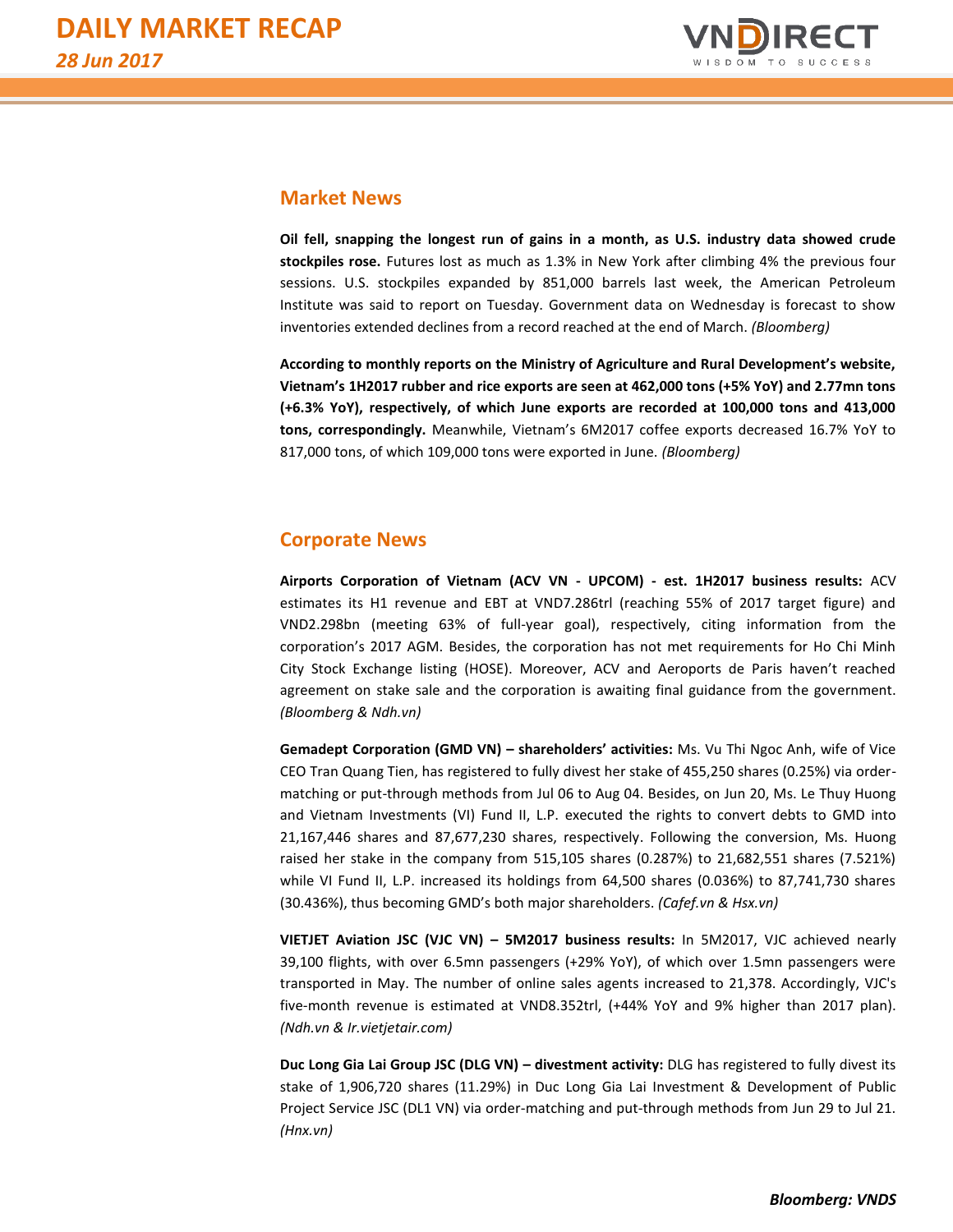## Market News

**Oil fell, snapping the longest run of gains in a month, as U.S. industry data showed crude stockpiles rose.** Futures lost as much as 1.3% in New York after climbing 4% the previous four sessions. U.S. stockpiles expanded by 851,000 barrels last week, the American Petroleum Institute was said to report on Tuesday. Government data on Wednesday is forecast to show inventories extended declines from a record reached at the end of March. *(Bloomberg)*

**According to monthly reports on the Ministry of Agriculture and Rural Development's website, Vietnam's 1H2017 rubber and rice exports are seen at 462,000 tons (+5% YoY) and 2.77mn tons (+6.3% YoY), respectively, of which June exports are recorded at 100,000 tons and 413,000 tons, correspondingly.** Meanwhile, Vietnam's 6M2017 coffee exports decreased 16.7% YoY to 817,000 tons, of which 109,000 tons were exported in June. *(Bloomberg)*

## Corporate News

**Airports Corporation of Vietnam (ACV VN - UPCOM) - est. 1H2017 business results:** ACV estimates its H1 revenue and EBT at VND7.286trl (reaching 55% of 2017 target figure) and VND2.298bn (meeting 63% of full-year goal), respectively, citing information from the corporation's 2017 AGM. Besides, the corporation has not met requirements for Ho Chi Minh City Stock Exchange listing (HOSE). Moreover, ACV and Aeroports de Paris haven't reached agreement on stake sale and the corporation is awaiting final guidance from the government. *(Bloomberg & Ndh.vn)*

**Gemadept Corporation (GMD VN) – shareholders' activities:** Ms. Vu Thi Ngoc Anh, wife of Vice CEO Tran Quang Tien, has registered to fully divest her stake of 455,250 shares (0.25%) via order-matching or put-through methods from Jul 06 to Aug 04. Besides, on Jun 20, Ms. Le Thuy Huong and Vietnam Investments (VI) Fund II, L.P. executed the rights to convert debts to GMD into 21,167,446 shares and 87,677,230 shares, respectively. Following the conversion, Ms. Huong raised her stake in the company from 515,105 shares (0.287%) to 21,682,551 shares (7.521%) while VI Fund II, L.P. increased its holdings from 64,500 shares (0.036%) to 87,741,730 shares (30.436%), thus becoming GMD's both major shareholders. *(Cafef.vn & Hsx.vn)*

**VIETJET Aviation JSC (VJC VN) – 5M2017 business results:** In 5M2017, VJC achieved nearly 39,100 flights, with over 6.5mn passengers (+29% YoY), of which over 1.5mn passengers were transported in May. The number of online sales agents increased to 21,378. Accordingly, VJC's five-month revenue is estimated at VND8.352trl, (+44% YoY and 9% higher than 2017 plan). *(Ndh.vn & Ir.vietjetair.com)*

**Duc Long Gia Lai Group JSC (DLG VN) – divestment activity:** DLG has registered to fully divest its stake of 1,906,720 shares (11.29%) in Duc Long Gia Lai Investment & Development of Public Project Service JSC (DL1 VN) via order-matching and put-through methods from Jun 29 to Jul 21. *(Hnx.vn)*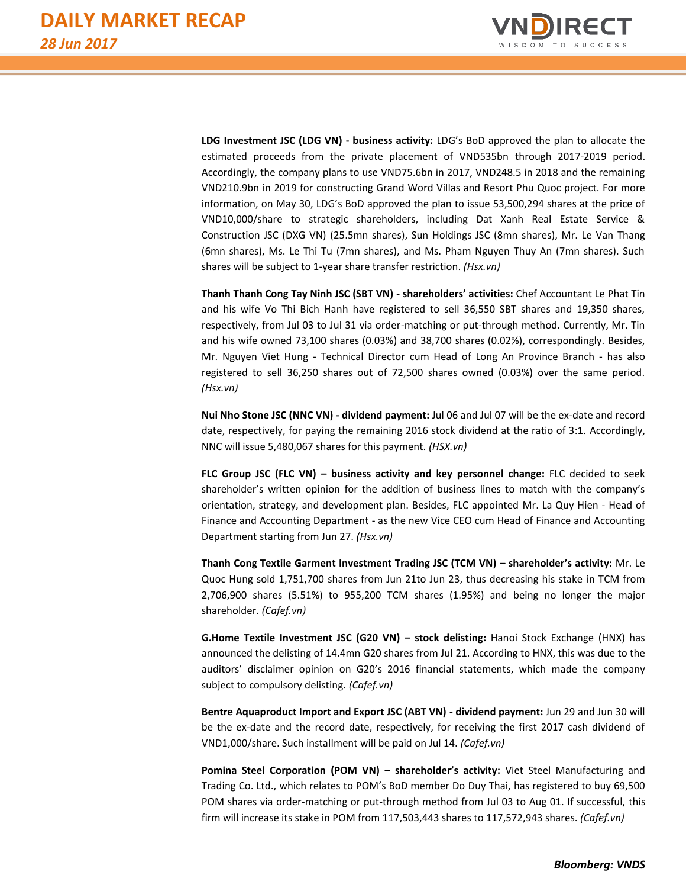**LDG Investment JSC (LDG VN) - business activity:** LDG's BoD approved the plan to allocate the estimated proceeds from the private placement of VND535bn through 2017-2019 period. Accordingly, the company plans to use VND75.6bn in 2017, VND248.5 in 2018 and the remaining VND210.9bn in 2019 for constructing Grand Word Villas and Resort Phu Quoc project. For more information, on May 30, LDG's BoD approved the plan to issue 53,500,294 shares at the price of VND10,000/share to strategic shareholders, including Dat Xanh Real Estate Service & Construction JSC (DXG VN) (25.5mn shares), Sun Holdings JSC (8mn shares), Mr. Le Van Thang (6mn shares), Ms. Le Thi Tu (7mn shares), and Ms. Pham Nguyen Thuy An (7mn shares). Such shares will be subject to 1-year share transfer restriction. *(Hsx.vn)*

**Thanh Thanh Cong Tay Ninh JSC (SBT VN) - shareholders' activities:** Chef Accountant Le Phat Tin and his wife Vo Thi Bich Hanh have registered to sell 36,550 SBT shares and 19,350 shares, respectively, from Jul 03 to Jul 31 via order-matching or put-through method. Currently, Mr. Tin and his wife owned 73,100 shares (0.03%) and 38,700 shares (0.02%), correspondingly. Besides, Mr. Nguyen Viet Hung - Technical Director cum Head of Long An Province Branch - has also registered to sell 36,250 shares out of 72,500 shares owned (0.03%) over the same period. *(Hsx.vn)*

**Nui Nho Stone JSC (NNC VN) - dividend payment:** Jul 06 and Jul 07 will be the ex-date and record date, respectively, for paying the remaining 2016 stock dividend at the ratio of 3:1. Accordingly, NNC will issue 5,480,067 shares for this payment. *(HSX.vn)*

**FLC Group JSC (FLC VN) – business activity and key personnel change:** FLC decided to seek shareholder's written opinion for the addition of business lines to match with the company's orientation, strategy, and development plan. Besides, FLC appointed Mr. La Quy Hien - Head of Finance and Accounting Department - as the new Vice CEO cum Head of Finance and Accounting Department starting from Jun 27. *(Hsx.vn)*

**Thanh Cong Textile Garment Investment Trading JSC (TCM VN) – shareholder's activity:** Mr. Le Quoc Hung sold 1,751,700 shares from Jun 21to Jun 23, thus decreasing his stake in TCM from 2,706,900 shares (5.51%) to 955,200 TCM shares (1.95%) and being no longer the major shareholder. *(Cafef.vn)*

**G.Home Textile Investment JSC (G20 VN) – stock delisting:** Hanoi Stock Exchange (HNX) has announced the delisting of 14.4mn G20 shares from Jul 21. According to HNX, this was due to the auditors' disclaimer opinion on G20's 2016 financial statements, which made the company subject to compulsory delisting. *(Cafef.vn)*

**Bentre Aquaproduct Import and Export JSC (ABT VN) - dividend payment:** Jun 29 and Jun 30 will be the ex-date and the record date, respectively, for receiving the first 2017 cash dividend of VND1,000/share. Such installment will be paid on Jul 14. *(Cafef.vn)*

**Pomina Steel Corporation (POM VN) – shareholder's activity:** Viet Steel Manufacturing and Trading Co. Ltd., which relates to POM's BoD member Do Duy Thai, has registered to buy 69,500 POM shares via order-matching or put-through method from Jul 03 to Aug 01. If successful, this firm will increase its stake in POM from 117,503,443 shares to 117,572,943 shares. *(Cafef.vn)*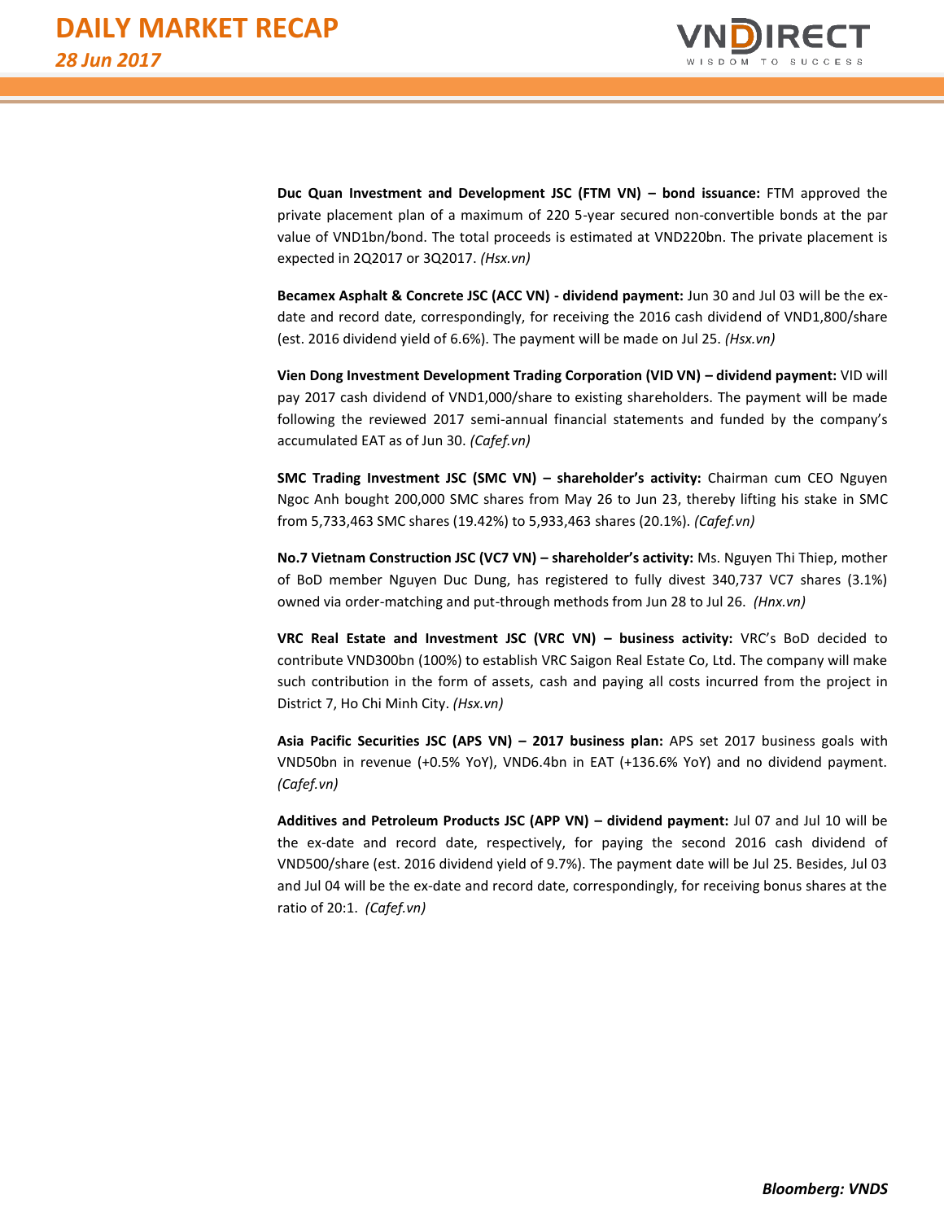**Duc Quan Investment and Development JSC (FTM VN) – bond issuance:** FTM approved the private placement plan of a maximum of 220 5-year secured non-convertible bonds at the par value of VND1bn/bond. The total proceeds is estimated at VND220bn. The private placement is expected in 2Q2017 or 3Q2017. *(Hsx.vn)*

**Becamex Asphalt & Concrete JSC (ACC VN) - dividend payment:** Jun 30 and Jul 03 will be the ex-date and record date, correspondingly, for receiving the 2016 cash dividend of VND1,800/share (est. 2016 dividend yield of 6.6%). The payment will be made on Jul 25. *(Hsx.vn)*

**Vien Dong Investment Development Trading Corporation (VID VN) – dividend payment:** VID will pay 2017 cash dividend of VND1,000/share to existing shareholders. The payment will be made following the reviewed 2017 semi-annual financial statements and funded by the company's accumulated EAT as of Jun 30. *(Cafef.vn)*

**SMC Trading Investment JSC (SMC VN) – shareholder's activity:** Chairman cum CEO Nguyen Ngoc Anh bought 200,000 SMC shares from May 26 to Jun 23, thereby lifting his stake in SMC from 5,733,463 SMC shares (19.42%) to 5,933,463 shares (20.1%). *(Cafef.vn)*

**No.7 Vietnam Construction JSC (VC7 VN) – shareholder's activity:** Ms. Nguyen Thi Thiep, mother of BoD member Nguyen Duc Dung, has registered to fully divest 340,737 VC7 shares (3.1%) owned via order-matching and put-through methods from Jun 28 to Jul 26. *(Hnx.vn)*

**VRC Real Estate and Investment JSC (VRC VN) – business activity:** VRC's BoD decided to contribute VND300bn (100%) to establish VRC Saigon Real Estate Co, Ltd. The company will make such contribution in the form of assets, cash and paying all costs incurred from the project in District 7, Ho Chi Minh City. *(Hsx.vn)*

**Asia Pacific Securities JSC (APS VN) – 2017 business plan:** APS set 2017 business goals with VND50bn in revenue (+0.5% YoY), VND6.4bn in EAT (+136.6% YoY) and no dividend payment. *(Cafef.vn)*

**Additives and Petroleum Products JSC (APP VN) – dividend payment:** Jul 07 and Jul 10 will be the ex-date and record date, respectively, for paying the second 2016 cash dividend of VND500/share (est. 2016 dividend yield of 9.7%). The payment date will be Jul 25. Besides, Jul 03 and Jul 04 will be the ex-date and record date, correspondingly, for receiving bonus shares at the ratio of 20:1. *(Cafef.vn)*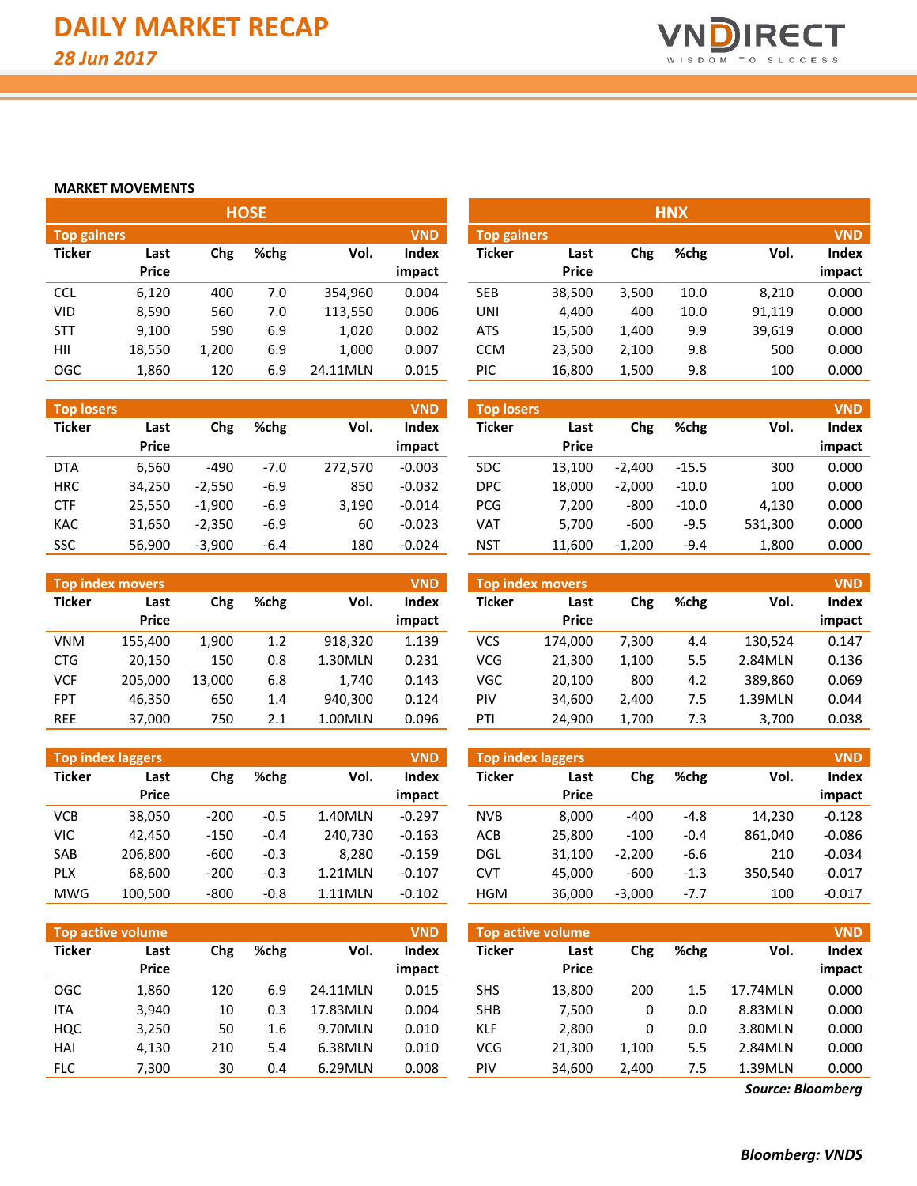# DAILY MARKET RECAP

*28 Jun 2017*

## MARKET MOVEMENTS

### HOSE

| Top gainers | | | | | VND |
|---|---|---|---|---|---|
| Ticker | Last Price | Chg | %chg | Vol. | Index impact |
| CCL | 6,120 | 400 | 7.0 | 354,960 | 0.004 |
| VID | 8,590 | 560 | 7.0 | 113,550 | 0.006 |
| STT | 9,100 | 590 | 6.9 | 1,020 | 0.002 |
| HII | 18,550 | 1,200 | 6.9 | 1,000 | 0.007 |
| OGC | 1,860 | 120 | 6.9 | 24.11MLN | 0.015 |

| Top losers | | | | | VND |
|---|---|---|---|---|---|
| Ticker | Last Price | Chg | %chg | Vol. | Index impact |
| DTA | 6,560 | -490 | -7.0 | 272,570 | -0.003 |
| HRC | 34,250 | -2,550 | -6.9 | 850 | -0.032 |
| CTF | 25,550 | -1,900 | -6.9 | 3,190 | -0.014 |
| KAC | 31,650 | -2,350 | -6.9 | 60 | -0.023 |
| SSC | 56,900 | -3,900 | -6.4 | 180 | -0.024 |

| Top index movers | | | | | VND |
|---|---|---|---|---|---|
| Ticker | Last Price | Chg | %chg | Vol. | Index impact |
| VNM | 155,400 | 1,900 | 1.2 | 918,320 | 1.139 |
| CTG | 20,150 | 150 | 0.8 | 1.30MLN | 0.231 |
| VCF | 205,000 | 13,000 | 6.8 | 1,740 | 0.143 |
| FPT | 46,350 | 650 | 1.4 | 940,300 | 0.124 |
| REE | 37,000 | 750 | 2.1 | 1.00MLN | 0.096 |

| Top index laggers | | | | | VND |
|---|---|---|---|---|---|
| Ticker | Last Price | Chg | %chg | Vol. | Index impact |
| VCB | 38,050 | -200 | -0.5 | 1.40MLN | -0.297 |
| VIC | 42,450 | -150 | -0.4 | 240,730 | -0.163 |
| SAB | 206,800 | -600 | -0.3 | 8,280 | -0.159 |
| PLX | 68,600 | -200 | -0.3 | 1.21MLN | -0.107 |
| MWG | 100,500 | -800 | -0.8 | 1.11MLN | -0.102 |

| Top active volume | | | | | VND |
|---|---|---|---|---|---|
| Ticker | Last Price | Chg | %chg | Vol. | Index impact |
| OGC | 1,860 | 120 | 6.9 | 24.11MLN | 0.015 |
| ITA | 3,940 | 10 | 0.3 | 17.83MLN | 0.004 |
| HQC | 3,250 | 50 | 1.6 | 9.70MLN | 0.010 |
| HAI | 4,130 | 210 | 5.4 | 6.38MLN | 0.010 |
| FLC | 7,300 | 30 | 0.4 | 6.29MLN | 0.008 |

### HNX

| Top gainers | | | | | VND |
|---|---|---|---|---|---|
| Ticker | Last Price | Chg | %chg | Vol. | Index impact |
| SEB | 38,500 | 3,500 | 10.0 | 8,210 | 0.000 |
| UNI | 4,400 | 400 | 10.0 | 91,119 | 0.000 |
| ATS | 15,500 | 1,400 | 9.9 | 39,619 | 0.000 |
| CCM | 23,500 | 2,100 | 9.8 | 500 | 0.000 |
| PIC | 16,800 | 1,500 | 9.8 | 100 | 0.000 |

| Top losers | | | | | VND |
|---|---|---|---|---|---|
| Ticker | Last Price | Chg | %chg | Vol. | Index impact |
| SDC | 13,100 | -2,400 | -15.5 | 300 | 0.000 |
| DPC | 18,000 | -2,000 | -10.0 | 100 | 0.000 |
| PCG | 7,200 | -800 | -10.0 | 4,130 | 0.000 |
| VAT | 5,700 | -600 | -9.5 | 531,300 | 0.000 |
| NST | 11,600 | -1,200 | -9.4 | 1,800 | 0.000 |

| Top index movers | | | | | VND |
|---|---|---|---|---|---|
| Ticker | Last Price | Chg | %chg | Vol. | Index impact |
| VCS | 174,000 | 7,300 | 4.4 | 130,524 | 0.147 |
| VCG | 21,300 | 1,100 | 5.5 | 2.84MLN | 0.136 |
| VGC | 20,100 | 800 | 4.2 | 389,860 | 0.069 |
| PIV | 34,600 | 2,400 | 7.5 | 1.39MLN | 0.044 |
| PTI | 24,900 | 1,700 | 7.3 | 3,700 | 0.038 |

| Top index laggers | | | | | VND |
|---|---|---|---|---|---|
| Ticker | Last Price | Chg | %chg | Vol. | Index impact |
| NVB | 8,000 | -400 | -4.8 | 14,230 | -0.128 |
| ACB | 25,800 | -100 | -0.4 | 861,040 | -0.086 |
| DGL | 31,100 | -2,200 | -6.6 | 210 | -0.034 |
| CVT | 45,000 | -600 | -1.3 | 350,540 | -0.017 |
| HGM | 36,000 | -3,000 | -7.7 | 100 | -0.017 |

| Top active volume | | | | | VND |
|---|---|---|---|---|---|
| Ticker | Last Price | Chg | %chg | Vol. | Index impact |
| SHS | 13,800 | 200 | 1.5 | 17.74MLN | 0.000 |
| SHB | 7,500 | 0 | 0.0 | 8.83MLN | 0.000 |
| KLF | 2,800 | 0 | 0.0 | 3.80MLN | 0.000 |
| VCG | 21,300 | 1,100 | 5.5 | 2.84MLN | 0.000 |
| PIV | 34,600 | 2,400 | 7.5 | 1.39MLN | 0.000 |

***Source: Bloomberg***

***Bloomberg: VNDS***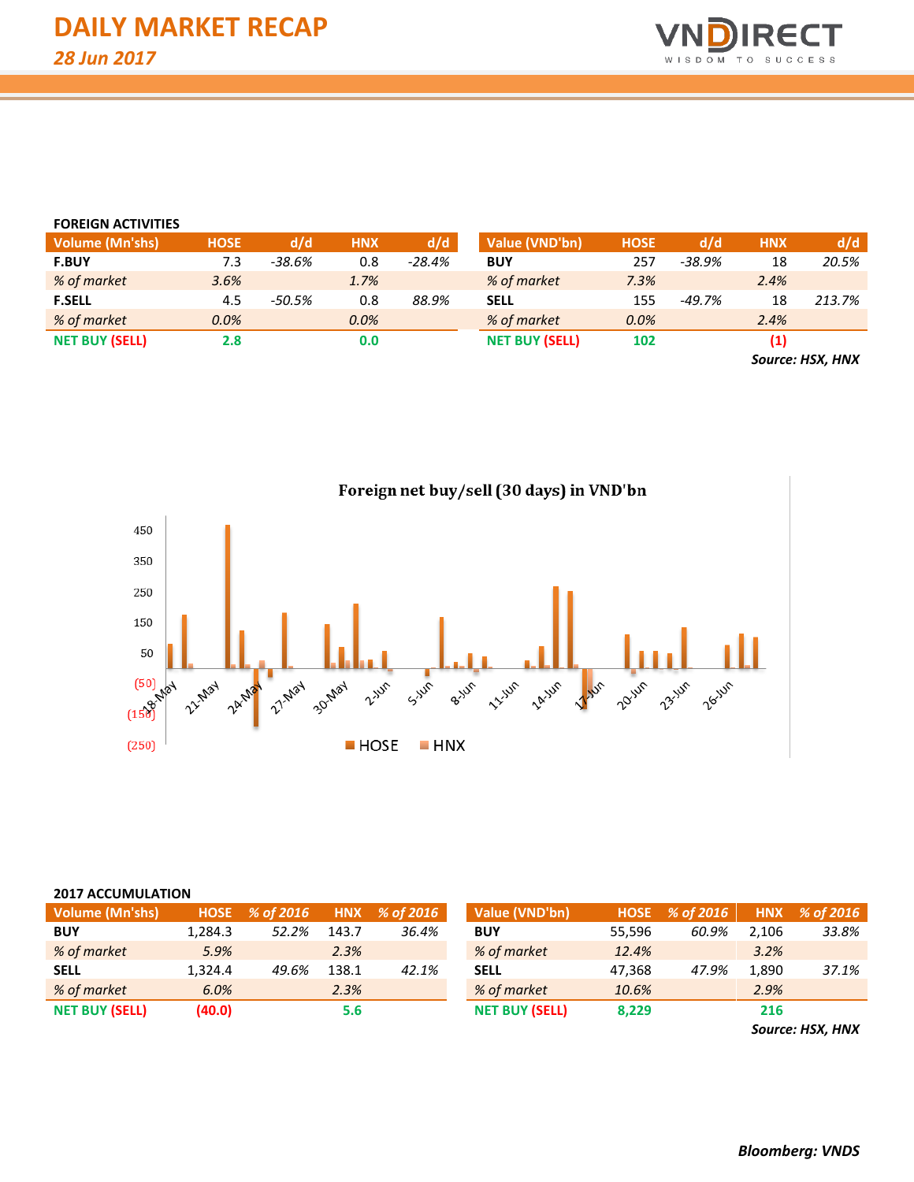# DAILY MARKET RECAP

*28 Jun 2017*

### FOREIGN ACTIVITIES

| Volume (Mn'shs) | HOSE | d/d | HNX | d/d |
|---|---|---|---|---|
| **F.BUY** | 7.3 | *-38.6%* | 0.8 | *-28.4%* |
| *% of market* | *3.6%* | | *1.7%* | |
| **F.SELL** | 4.5 | *-50.5%* | 0.8 | *88.9%* |
| *% of market* | *0.0%* | | *0.0%* | |
| **NET BUY (SELL)** | **2.8** | | **0.0** | |

| Value (VND'bn) | HOSE | d/d | HNX | d/d |
|---|---|---|---|---|
| **BUY** | 257 | *-38.9%* | 18 | *20.5%* |
| *% of market* | *7.3%* | | *2.4%* | |
| **SELL** | 155 | *-49.7%* | 18 | *213.7%* |
| *% of market* | *0.0%* | | *2.4%* | |
| **NET BUY (SELL)** | **102** | | **(1)** | |

***Source: HSX, HNX***

**Foreign net buy/sell (30 days) in VND'bn**

### 2017 ACCUMULATION

| Volume (Mn'shs) | HOSE | % of 2016 | HNX | % of 2016 |
|---|---|---|---|---|
| **BUY** | 1,284.3 | *52.2%* | 143.7 | *36.4%* |
| *% of market* | *5.9%* | | *2.3%* | |
| **SELL** | 1,324.4 | *49.6%* | 138.1 | *42.1%* |
| *% of market* | *6.0%* | | *2.3%* | |
| **NET BUY (SELL)** | **(40.0)** | | **5.6** | |

| Value (VND'bn) | HOSE | % of 2016 | HNX | % of 2016 |
|---|---|---|---|---|
| **BUY** | 55,596 | *60.9%* | 2,106 | *33.8%* |
| *% of market* | *12.4%* | | *3.2%* | |
| **SELL** | 47,368 | *47.9%* | 1,890 | *37.1%* |
| *% of market* | *10.6%* | | *2.9%* | |
| **NET BUY (SELL)** | **8,229** | | **216** | |

***Source: HSX, HNX***

***Bloomberg: VNDS***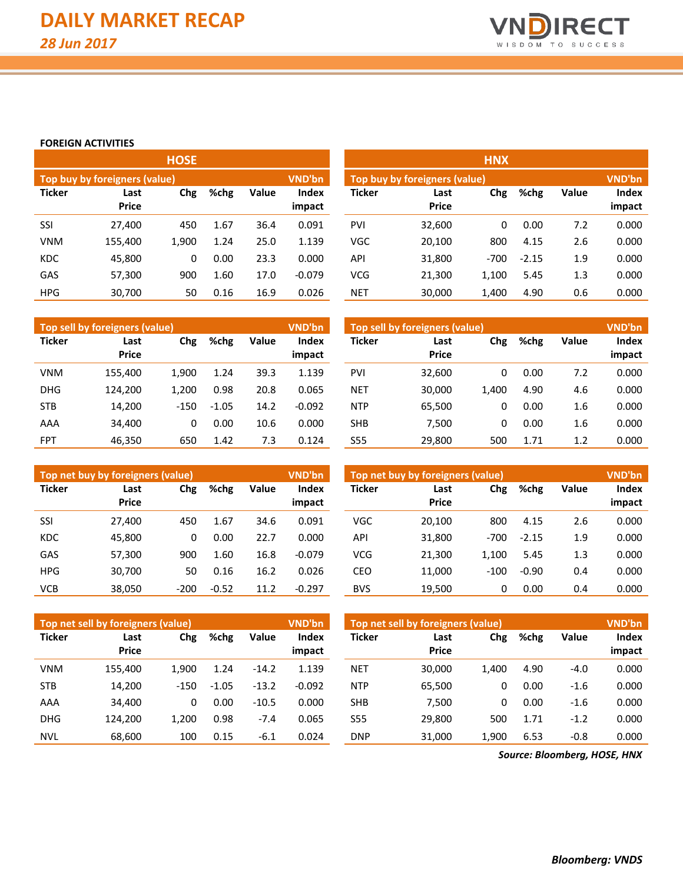# DAILY MARKET RECAP

*28 Jun 2017*

**FOREIGN ACTIVITIES**

## HOSE

**Top buy by foreigners (value)** — VND'bn

| Ticker | Last Price | Chg | %chg | Value | Index impact |
|---|---|---|---|---|---|
| SSI | 27,400 | 450 | 1.67 | 36.4 | 0.091 |
| VNM | 155,400 | 1,900 | 1.24 | 25.0 | 1.139 |
| KDC | 45,800 | 0 | 0.00 | 23.3 | 0.000 |
| GAS | 57,300 | 900 | 1.60 | 17.0 | -0.079 |
| HPG | 30,700 | 50 | 0.16 | 16.9 | 0.026 |

**Top sell by foreigners (value)** — VND'bn

| Ticker | Last Price | Chg | %chg | Value | Index impact |
|---|---|---|---|---|---|
| VNM | 155,400 | 1,900 | 1.24 | 39.3 | 1.139 |
| DHG | 124,200 | 1,200 | 0.98 | 20.8 | 0.065 |
| STB | 14,200 | -150 | -1.05 | 14.2 | -0.092 |
| AAA | 34,400 | 0 | 0.00 | 10.6 | 0.000 |
| FPT | 46,350 | 650 | 1.42 | 7.3 | 0.124 |

**Top net buy by foreigners (value)** — VND'bn

| Ticker | Last Price | Chg | %chg | Value | Index impact |
|---|---|---|---|---|---|
| SSI | 27,400 | 450 | 1.67 | 34.6 | 0.091 |
| KDC | 45,800 | 0 | 0.00 | 22.7 | 0.000 |
| GAS | 57,300 | 900 | 1.60 | 16.8 | -0.079 |
| HPG | 30,700 | 50 | 0.16 | 16.2 | 0.026 |
| VCB | 38,050 | -200 | -0.52 | 11.2 | -0.297 |

**Top net sell by foreigners (value)** — VND'bn

| Ticker | Last Price | Chg | %chg | Value | Index impact |
|---|---|---|---|---|---|
| VNM | 155,400 | 1,900 | 1.24 | -14.2 | 1.139 |
| STB | 14,200 | -150 | -1.05 | -13.2 | -0.092 |
| AAA | 34,400 | 0 | 0.00 | -10.5 | 0.000 |
| DHG | 124,200 | 1,200 | 0.98 | -7.4 | 0.065 |
| NVL | 68,600 | 100 | 0.15 | -6.1 | 0.024 |

## HNX

**Top buy by foreigners (value)** — VND'bn

| Ticker | Last Price | Chg | %chg | Value | Index impact |
|---|---|---|---|---|---|
| PVI | 32,600 | 0 | 0.00 | 7.2 | 0.000 |
| VGC | 20,100 | 800 | 4.15 | 2.6 | 0.000 |
| API | 31,800 | -700 | -2.15 | 1.9 | 0.000 |
| VCG | 21,300 | 1,100 | 5.45 | 1.3 | 0.000 |
| NET | 30,000 | 1,400 | 4.90 | 0.6 | 0.000 |

**Top sell by foreigners (value)** — VND'bn

| Ticker | Last Price | Chg | %chg | Value | Index impact |
|---|---|---|---|---|---|
| PVI | 32,600 | 0 | 0.00 | 7.2 | 0.000 |
| NET | 30,000 | 1,400 | 4.90 | 4.6 | 0.000 |
| NTP | 65,500 | 0 | 0.00 | 1.6 | 0.000 |
| SHB | 7,500 | 0 | 0.00 | 1.6 | 0.000 |
| S55 | 29,800 | 500 | 1.71 | 1.2 | 0.000 |

**Top net buy by foreigners (value)** — VND'bn

| Ticker | Last Price | Chg | %chg | Value | Index impact |
|---|---|---|---|---|---|
| VGC | 20,100 | 800 | 4.15 | 2.6 | 0.000 |
| API | 31,800 | -700 | -2.15 | 1.9 | 0.000 |
| VCG | 21,300 | 1,100 | 5.45 | 1.3 | 0.000 |
| CEO | 11,000 | -100 | -0.90 | 0.4 | 0.000 |
| BVS | 19,500 | 0 | 0.00 | 0.4 | 0.000 |

**Top net sell by foreigners (value)** — VND'bn

| Ticker | Last Price | Chg | %chg | Value | Index impact |
|---|---|---|---|---|---|
| NET | 30,000 | 1,400 | 4.90 | -4.0 | 0.000 |
| NTP | 65,500 | 0 | 0.00 | -1.6 | 0.000 |
| SHB | 7,500 | 0 | 0.00 | -1.6 | 0.000 |
| S55 | 29,800 | 500 | 1.71 | -1.2 | 0.000 |
| DNP | 31,000 | 1,900 | 6.53 | -0.8 | 0.000 |

*Source: Bloomberg, HOSE, HNX*

*Bloomberg: VNDS*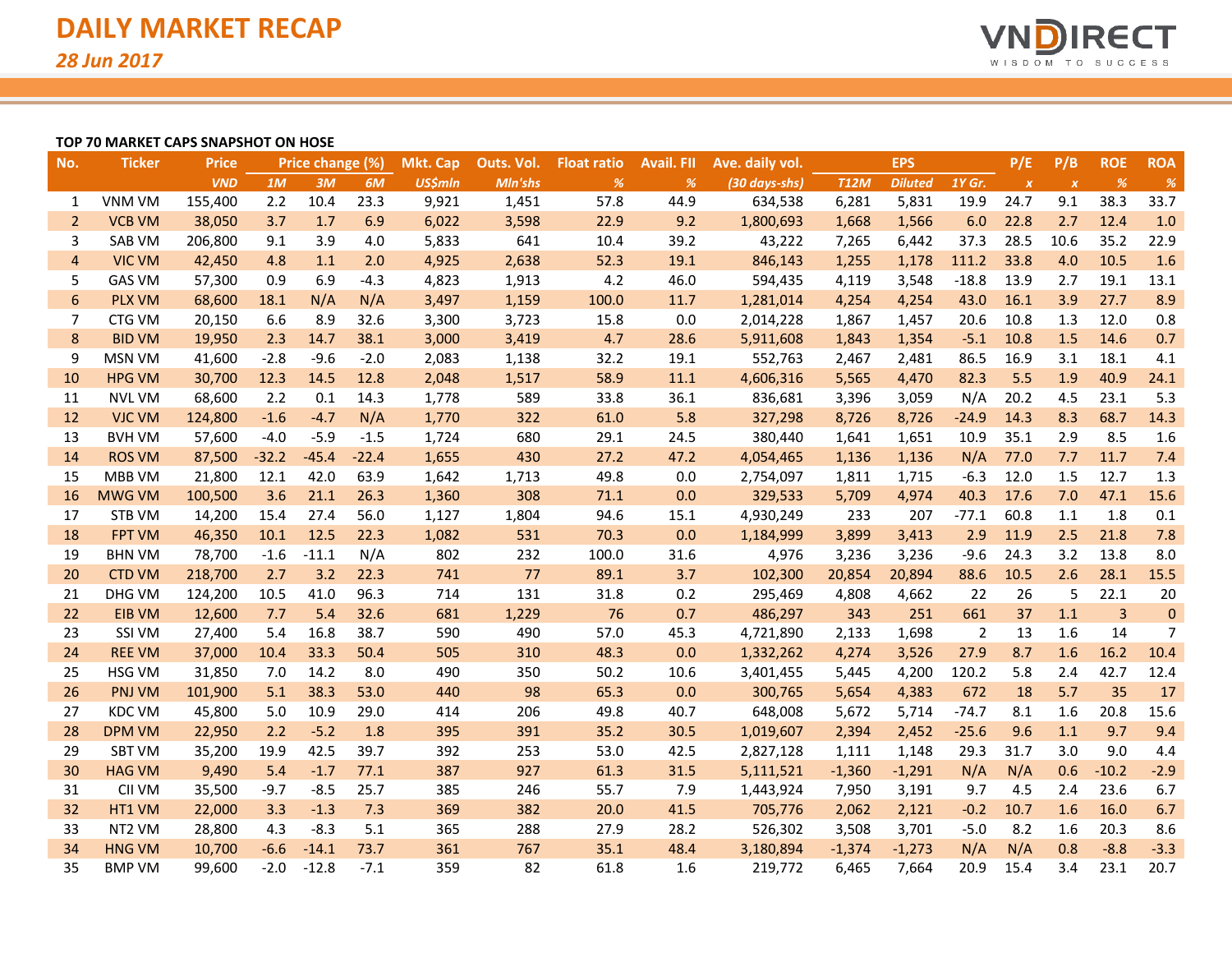# DAILY MARKET RECAP

*28 Jun 2017*

**TOP 70 MARKET CAPS SNAPSHOT ON HOSE**

| No. | Ticker | Price | Price change (%) | | | Mkt. Cap | Outs. Vol. | Float ratio | Avail. FII | Ave. daily vol. | EPS | | | P/E | P/B | ROE | ROA |
|---|---|---|---|---|---|---|---|---|---|---|---|---|---|---|---|---|---|
| | | VND | 1M | 3M | 6M | US$mln | Mln'shs | % | % | (30 days-shs) | T12M | Diluted | 1Y Gr. | x | x | % | % |
| 1 | VNM VM | 155,400 | 2.2 | 10.4 | 23.3 | 9,921 | 1,451 | 57.8 | 44.9 | 634,538 | 6,281 | 5,831 | 19.9 | 24.7 | 9.1 | 38.3 | 33.7 |
| 2 | VCB VM | 38,050 | 3.7 | 1.7 | 6.9 | 6,022 | 3,598 | 22.9 | 9.2 | 1,800,693 | 1,668 | 1,566 | 6.0 | 22.8 | 2.7 | 12.4 | 1.0 |
| 3 | SAB VM | 206,800 | 9.1 | 3.9 | 4.0 | 5,833 | 641 | 10.4 | 39.2 | 43,222 | 7,265 | 6,442 | 37.3 | 28.5 | 10.6 | 35.2 | 22.9 |
| 4 | VIC VM | 42,450 | 4.8 | 1.1 | 2.0 | 4,925 | 2,638 | 52.3 | 19.1 | 846,143 | 1,255 | 1,178 | 111.2 | 33.8 | 4.0 | 10.5 | 1.6 |
| 5 | GAS VM | 57,300 | 0.9 | 6.9 | -4.3 | 4,823 | 1,913 | 4.2 | 46.0 | 594,435 | 4,119 | 3,548 | -18.8 | 13.9 | 2.7 | 19.1 | 13.1 |
| 6 | PLX VM | 68,600 | 18.1 | N/A | N/A | 3,497 | 1,159 | 100.0 | 11.7 | 1,281,014 | 4,254 | 4,254 | 43.0 | 16.1 | 3.9 | 27.7 | 8.9 |
| 7 | CTG VM | 20,150 | 6.6 | 8.9 | 32.6 | 3,300 | 3,723 | 15.8 | 0.0 | 2,014,228 | 1,867 | 1,457 | 20.6 | 10.8 | 1.3 | 12.0 | 0.8 |
| 8 | BID VM | 19,950 | 2.3 | 14.7 | 38.1 | 3,000 | 3,419 | 4.7 | 28.6 | 5,911,608 | 1,843 | 1,354 | -5.1 | 10.8 | 1.5 | 14.6 | 0.7 |
| 9 | MSN VM | 41,600 | -2.8 | -9.6 | -2.0 | 2,083 | 1,138 | 32.2 | 19.1 | 552,763 | 2,467 | 2,481 | 86.5 | 16.9 | 3.1 | 18.1 | 4.1 |
| 10 | HPG VM | 30,700 | 12.3 | 14.5 | 12.8 | 2,048 | 1,517 | 58.9 | 11.1 | 4,606,316 | 5,565 | 4,470 | 82.3 | 5.5 | 1.9 | 40.9 | 24.1 |
| 11 | NVL VM | 68,600 | 2.2 | 0.1 | 14.3 | 1,778 | 589 | 33.8 | 36.1 | 836,681 | 3,396 | 3,059 | N/A | 20.2 | 4.5 | 23.1 | 5.3 |
| 12 | VJC VM | 124,800 | -1.6 | -4.7 | N/A | 1,770 | 322 | 61.0 | 5.8 | 327,298 | 8,726 | 8,726 | -24.9 | 14.3 | 8.3 | 68.7 | 14.3 |
| 13 | BVH VM | 57,600 | -4.0 | -5.9 | -1.5 | 1,724 | 680 | 29.1 | 24.5 | 380,440 | 1,641 | 1,651 | 10.9 | 35.1 | 2.9 | 8.5 | 1.6 |
| 14 | ROS VM | 87,500 | -32.2 | -45.4 | -22.4 | 1,655 | 430 | 27.2 | 47.2 | 4,054,465 | 1,136 | 1,136 | N/A | 77.0 | 7.7 | 11.7 | 7.4 |
| 15 | MBB VM | 21,800 | 12.1 | 42.0 | 63.9 | 1,642 | 1,713 | 49.8 | 0.0 | 2,754,097 | 1,811 | 1,715 | -6.3 | 12.0 | 1.5 | 12.7 | 1.3 |
| 16 | MWG VM | 100,500 | 3.6 | 21.1 | 26.3 | 1,360 | 308 | 71.1 | 0.0 | 329,533 | 5,709 | 4,974 | 40.3 | 17.6 | 7.0 | 47.1 | 15.6 |
| 17 | STB VM | 14,200 | 15.4 | 27.4 | 56.0 | 1,127 | 1,804 | 94.6 | 15.1 | 4,930,249 | 233 | 207 | -77.1 | 60.8 | 1.1 | 1.8 | 0.1 |
| 18 | FPT VM | 46,350 | 10.1 | 12.5 | 22.3 | 1,082 | 531 | 70.3 | 0.0 | 1,184,999 | 3,899 | 3,413 | 2.9 | 11.9 | 2.5 | 21.8 | 7.8 |
| 19 | BHN VM | 78,700 | -1.6 | -11.1 | N/A | 802 | 232 | 100.0 | 31.6 | 4,976 | 3,236 | 3,236 | -9.6 | 24.3 | 3.2 | 13.8 | 8.0 |
| 20 | CTD VM | 218,700 | 2.7 | 3.2 | 22.3 | 741 | 77 | 89.1 | 3.7 | 102,300 | 20,854 | 20,894 | 88.6 | 10.5 | 2.6 | 28.1 | 15.5 |
| 21 | DHG VM | 124,200 | 10.5 | 41.0 | 96.3 | 714 | 131 | 31.8 | 0.2 | 295,469 | 4,808 | 4,662 | 22 | 26 | 5 | 22.1 | 20 |
| 22 | EIB VM | 12,600 | 7.7 | 5.4 | 32.6 | 681 | 1,229 | 76 | 0.7 | 486,297 | 343 | 251 | 661 | 37 | 1.1 | 3 | 0 |
| 23 | SSI VM | 27,400 | 5.4 | 16.8 | 38.7 | 590 | 490 | 57.0 | 45.3 | 4,721,890 | 2,133 | 1,698 | 2 | 13 | 1.6 | 14 | 7 |
| 24 | REE VM | 37,000 | 10.4 | 33.3 | 50.4 | 505 | 310 | 48.3 | 0.0 | 1,332,262 | 4,274 | 3,526 | 27.9 | 8.7 | 1.6 | 16.2 | 10.4 |
| 25 | HSG VM | 31,850 | 7.0 | 14.2 | 8.0 | 490 | 350 | 50.2 | 10.6 | 3,401,455 | 5,445 | 4,200 | 120.2 | 5.8 | 2.4 | 42.7 | 12.4 |
| 26 | PNJ VM | 101,900 | 5.1 | 38.3 | 53.0 | 440 | 98 | 65.3 | 0.0 | 300,765 | 5,654 | 4,383 | 672 | 18 | 5.7 | 35 | 17 |
| 27 | KDC VM | 45,800 | 5.0 | 10.9 | 29.0 | 414 | 206 | 49.8 | 40.7 | 648,008 | 5,672 | 5,714 | -74.7 | 8.1 | 1.6 | 20.8 | 15.6 |
| 28 | DPM VM | 22,950 | 2.2 | -5.2 | 1.8 | 395 | 391 | 35.2 | 30.5 | 1,019,607 | 2,394 | 2,452 | -25.6 | 9.6 | 1.1 | 9.7 | 9.4 |
| 29 | SBT VM | 35,200 | 19.9 | 42.5 | 39.7 | 392 | 253 | 53.0 | 42.5 | 2,827,128 | 1,111 | 1,148 | 29.3 | 31.7 | 3.0 | 9.0 | 4.4 |
| 30 | HAG VM | 9,490 | 5.4 | -1.7 | 77.1 | 387 | 927 | 61.3 | 31.5 | 5,111,521 | -1,360 | -1,291 | N/A | N/A | 0.6 | -10.2 | -2.9 |
| 31 | CII VM | 35,500 | -9.7 | -8.5 | 25.7 | 385 | 246 | 55.7 | 7.9 | 1,443,924 | 7,950 | 3,191 | 9.7 | 4.5 | 2.4 | 23.6 | 6.7 |
| 32 | HT1 VM | 22,000 | 3.3 | -1.3 | 7.3 | 369 | 382 | 20.0 | 41.5 | 705,776 | 2,062 | 2,121 | -0.2 | 10.7 | 1.6 | 16.0 | 6.7 |
| 33 | NT2 VM | 28,800 | 4.3 | -8.3 | 5.1 | 365 | 288 | 27.9 | 28.2 | 526,302 | 3,508 | 3,701 | -5.0 | 8.2 | 1.6 | 20.3 | 8.6 |
| 34 | HNG VM | 10,700 | -6.6 | -14.1 | 73.7 | 361 | 767 | 35.1 | 48.4 | 3,180,894 | -1,374 | -1,273 | N/A | N/A | 0.8 | -8.8 | -3.3 |
| 35 | BMP VM | 99,600 | -2.0 | -12.8 | -7.1 | 359 | 82 | 61.8 | 1.6 | 219,772 | 6,465 | 7,664 | 20.9 | 15.4 | 3.4 | 23.1 | 20.7 |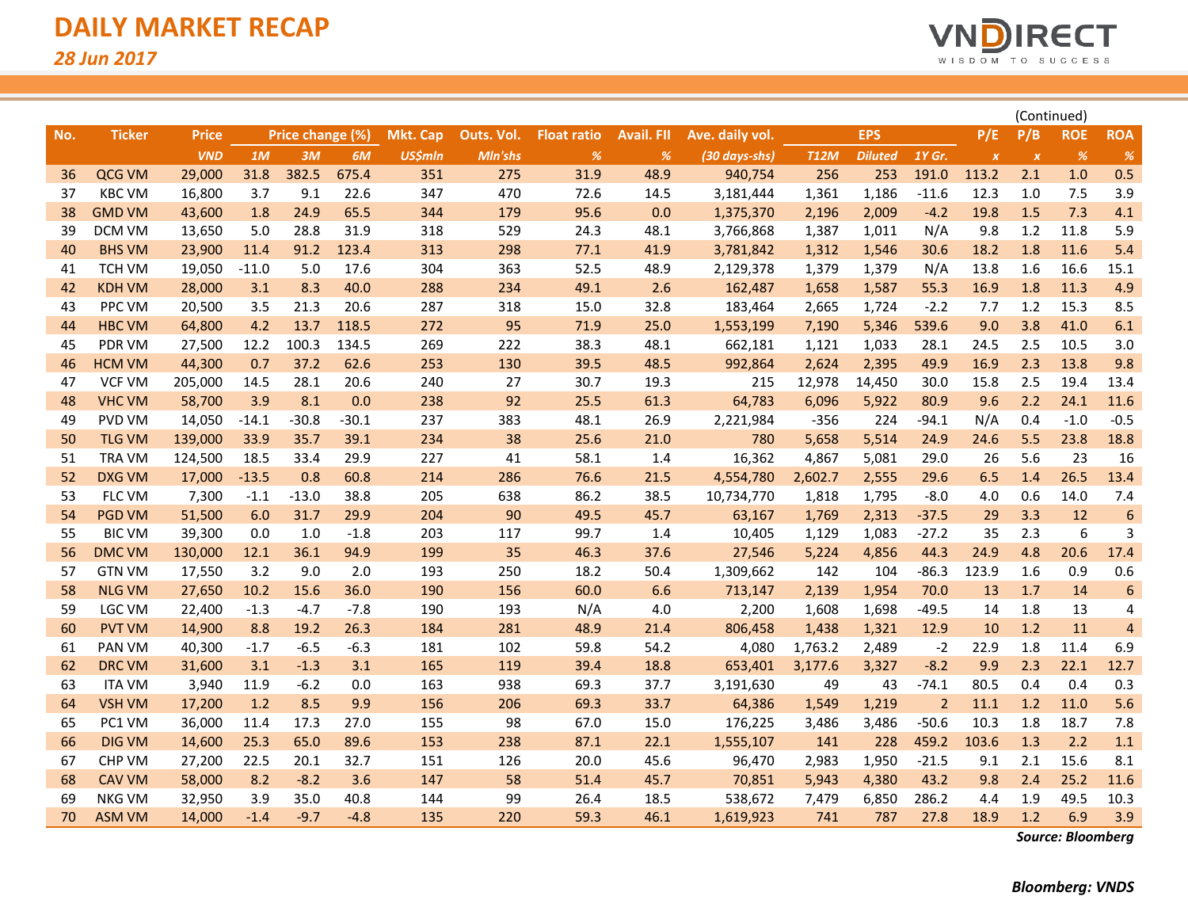# DAILY MARKET RECAP

*28 Jun 2017*

(Continued)

| No. | Ticker | Price | Price change (%) | | | Mkt. Cap | Outs. Vol. | Float ratio | Avail. FII | Ave. daily vol. | EPS | | | P/E | P/B | ROE | ROA |
|---|---|---|---|---|---|---|---|---|---|---|---|---|---|---|---|---|---|
| | | VND | 1M | 3M | 6M | US$mln | Mln'shs | % | % | (30 days-shs) | T12M | Diluted | 1Y Gr. | x | x | % | % |
| 36 | QCG VM | 29,000 | 31.8 | 382.5 | 675.4 | 351 | 275 | 31.9 | 48.9 | 940,754 | 256 | 253 | 191.0 | 113.2 | 2.1 | 1.0 | 0.5 |
| 37 | KBC VM | 16,800 | 3.7 | 9.1 | 22.6 | 347 | 470 | 72.6 | 14.5 | 3,181,444 | 1,361 | 1,186 | -11.6 | 12.3 | 1.0 | 7.5 | 3.9 |
| 38 | GMD VM | 43,600 | 1.8 | 24.9 | 65.5 | 344 | 179 | 95.6 | 0.0 | 1,375,370 | 2,196 | 2,009 | -4.2 | 19.8 | 1.5 | 7.3 | 4.1 |
| 39 | DCM VM | 13,650 | 5.0 | 28.8 | 31.9 | 318 | 529 | 24.3 | 48.1 | 3,766,868 | 1,387 | 1,011 | N/A | 9.8 | 1.2 | 11.8 | 5.9 |
| 40 | BHS VM | 23,900 | 11.4 | 91.2 | 123.4 | 313 | 298 | 77.1 | 41.9 | 3,781,842 | 1,312 | 1,546 | 30.6 | 18.2 | 1.8 | 11.6 | 5.4 |
| 41 | TCH VM | 19,050 | -11.0 | 5.0 | 17.6 | 304 | 363 | 52.5 | 48.9 | 2,129,378 | 1,379 | 1,379 | N/A | 13.8 | 1.6 | 16.6 | 15.1 |
| 42 | KDH VM | 28,000 | 3.1 | 8.3 | 40.0 | 288 | 234 | 49.1 | 2.6 | 162,487 | 1,658 | 1,587 | 55.3 | 16.9 | 1.8 | 11.3 | 4.9 |
| 43 | PPC VM | 20,500 | 3.5 | 21.3 | 20.6 | 287 | 318 | 15.0 | 32.8 | 183,464 | 2,665 | 1,724 | -2.2 | 7.7 | 1.2 | 15.3 | 8.5 |
| 44 | HBC VM | 64,800 | 4.2 | 13.7 | 118.5 | 272 | 95 | 71.9 | 25.0 | 1,553,199 | 7,190 | 5,346 | 539.6 | 9.0 | 3.8 | 41.0 | 6.1 |
| 45 | PDR VM | 27,500 | 12.2 | 100.3 | 134.5 | 269 | 222 | 38.3 | 48.1 | 662,181 | 1,121 | 1,033 | 28.1 | 24.5 | 2.5 | 10.5 | 3.0 |
| 46 | HCM VM | 44,300 | 0.7 | 37.2 | 62.6 | 253 | 130 | 39.5 | 48.5 | 992,864 | 2,624 | 2,395 | 49.9 | 16.9 | 2.3 | 13.8 | 9.8 |
| 47 | VCF VM | 205,000 | 14.5 | 28.1 | 20.6 | 240 | 27 | 30.7 | 19.3 | 215 | 12,978 | 14,450 | 30.0 | 15.8 | 2.5 | 19.4 | 13.4 |
| 48 | VHC VM | 58,700 | 3.9 | 8.1 | 0.0 | 238 | 92 | 25.5 | 61.3 | 64,783 | 6,096 | 5,922 | 80.9 | 9.6 | 2.2 | 24.1 | 11.6 |
| 49 | PVD VM | 14,050 | -14.1 | -30.8 | -30.1 | 237 | 383 | 48.1 | 26.9 | 2,221,984 | -356 | 224 | -94.1 | N/A | 0.4 | -1.0 | -0.5 |
| 50 | TLG VM | 139,000 | 33.9 | 35.7 | 39.1 | 234 | 38 | 25.6 | 21.0 | 780 | 5,658 | 5,514 | 24.9 | 24.6 | 5.5 | 23.8 | 18.8 |
| 51 | TRA VM | 124,500 | 18.5 | 33.4 | 29.9 | 227 | 41 | 58.1 | 1.4 | 16,362 | 4,867 | 5,081 | 29.0 | 26 | 5.6 | 23 | 16 |
| 52 | DXG VM | 17,000 | -13.5 | 0.8 | 60.8 | 214 | 286 | 76.6 | 21.5 | 4,554,780 | 2,602.7 | 2,555 | 29.6 | 6.5 | 1.4 | 26.5 | 13.4 |
| 53 | FLC VM | 7,300 | -1.1 | -13.0 | 38.8 | 205 | 638 | 86.2 | 38.5 | 10,734,770 | 1,818 | 1,795 | -8.0 | 4.0 | 0.6 | 14.0 | 7.4 |
| 54 | PGD VM | 51,500 | 6.0 | 31.7 | 29.9 | 204 | 90 | 49.5 | 45.7 | 63,167 | 1,769 | 2,313 | -37.5 | 29 | 3.3 | 12 | 6 |
| 55 | BIC VM | 39,300 | 0.0 | 1.0 | -1.8 | 203 | 117 | 99.7 | 1.4 | 10,405 | 1,129 | 1,083 | -27.2 | 35 | 2.3 | 6 | 3 |
| 56 | DMC VM | 130,000 | 12.1 | 36.1 | 94.9 | 199 | 35 | 46.3 | 37.6 | 27,546 | 5,224 | 4,856 | 44.3 | 24.9 | 4.8 | 20.6 | 17.4 |
| 57 | GTN VM | 17,550 | 3.2 | 9.0 | 2.0 | 193 | 250 | 18.2 | 50.4 | 1,309,662 | 142 | 104 | -86.3 | 123.9 | 1.6 | 0.9 | 0.6 |
| 58 | NLG VM | 27,650 | 10.2 | 15.6 | 36.0 | 190 | 156 | 60.0 | 6.6 | 713,147 | 2,139 | 1,954 | 70.0 | 13 | 1.7 | 14 | 6 |
| 59 | LGC VM | 22,400 | -1.3 | -4.7 | -7.8 | 190 | 193 | N/A | 4.0 | 2,200 | 1,608 | 1,698 | -49.5 | 14 | 1.8 | 13 | 4 |
| 60 | PVT VM | 14,900 | 8.8 | 19.2 | 26.3 | 184 | 281 | 48.9 | 21.4 | 806,458 | 1,438 | 1,321 | 12.9 | 10 | 1.2 | 11 | 4 |
| 61 | PAN VM | 40,300 | -1.7 | -6.5 | -6.3 | 181 | 102 | 59.8 | 54.2 | 4,080 | 1,763.2 | 2,489 | -2 | 22.9 | 1.8 | 11.4 | 6.9 |
| 62 | DRC VM | 31,600 | 3.1 | -1.3 | 3.1 | 165 | 119 | 39.4 | 18.8 | 653,401 | 3,177.6 | 3,327 | -8.2 | 9.9 | 2.3 | 22.1 | 12.7 |
| 63 | ITA VM | 3,940 | 11.9 | -6.2 | 0.0 | 163 | 938 | 69.3 | 37.7 | 3,191,630 | 49 | 43 | -74.1 | 80.5 | 0.4 | 0.4 | 0.3 |
| 64 | VSH VM | 17,200 | 1.2 | 8.5 | 9.9 | 156 | 206 | 69.3 | 33.7 | 64,386 | 1,549 | 1,219 | 2 | 11.1 | 1.2 | 11.0 | 5.6 |
| 65 | PC1 VM | 36,000 | 11.4 | 17.3 | 27.0 | 155 | 98 | 67.0 | 15.0 | 176,225 | 3,486 | 3,486 | -50.6 | 10.3 | 1.8 | 18.7 | 7.8 |
| 66 | DIG VM | 14,600 | 25.3 | 65.0 | 89.6 | 153 | 238 | 87.1 | 22.1 | 1,555,107 | 141 | 228 | 459.2 | 103.6 | 1.3 | 2.2 | 1.1 |
| 67 | CHP VM | 27,200 | 22.5 | 20.1 | 32.7 | 151 | 126 | 20.0 | 45.6 | 96,470 | 2,983 | 1,950 | -21.5 | 9.1 | 2.1 | 15.6 | 8.1 |
| 68 | CAV VM | 58,000 | 8.2 | -8.2 | 3.6 | 147 | 58 | 51.4 | 45.7 | 70,851 | 5,943 | 4,380 | 43.2 | 9.8 | 2.4 | 25.2 | 11.6 |
| 69 | NKG VM | 32,950 | 3.9 | 35.0 | 40.8 | 144 | 99 | 26.4 | 18.5 | 538,672 | 7,479 | 6,850 | 286.2 | 4.4 | 1.9 | 49.5 | 10.3 |
| 70 | ASM VM | 14,000 | -1.4 | -9.7 | -4.8 | 135 | 220 | 59.3 | 46.1 | 1,619,923 | 741 | 787 | 27.8 | 18.9 | 1.2 | 6.9 | 3.9 |

*Source: Bloomberg*

*Bloomberg: VNDS*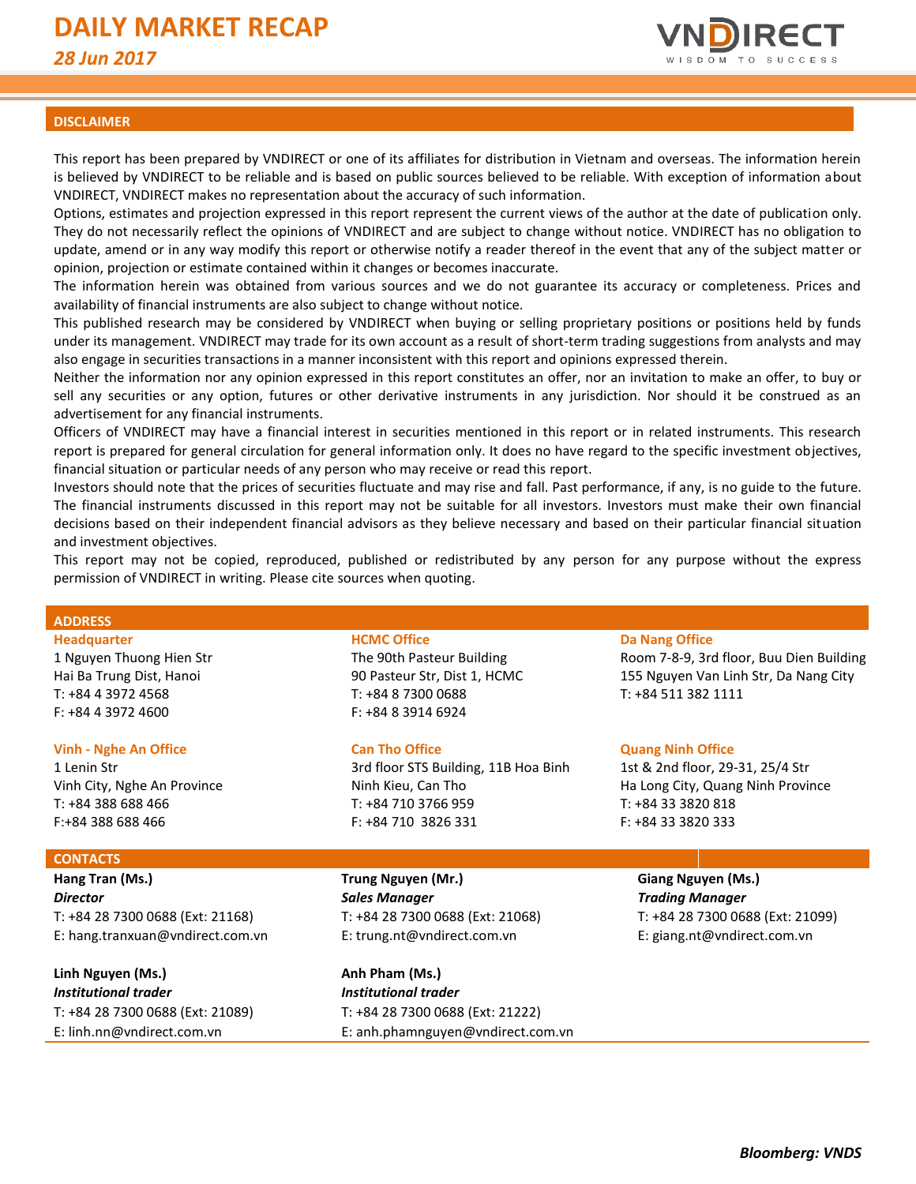# DAILY MARKET RECAP

*28 Jun 2017*

## DISCLAIMER

This report has been prepared by VNDIRECT or one of its affiliates for distribution in Vietnam and overseas. The information herein is believed by VNDIRECT to be reliable and is based on public sources believed to be reliable. With exception of information about VNDIRECT, VNDIRECT makes no representation about the accuracy of such information.

Options, estimates and projection expressed in this report represent the current views of the author at the date of publication only. They do not necessarily reflect the opinions of VNDIRECT and are subject to change without notice. VNDIRECT has no obligation to update, amend or in any way modify this report or otherwise notify a reader thereof in the event that any of the subject matter or opinion, projection or estimate contained within it changes or becomes inaccurate.

The information herein was obtained from various sources and we do not guarantee its accuracy or completeness. Prices and availability of financial instruments are also subject to change without notice.

This published research may be considered by VNDIRECT when buying or selling proprietary positions or positions held by funds under its management. VNDIRECT may trade for its own account as a result of short-term trading suggestions from analysts and may also engage in securities transactions in a manner inconsistent with this report and opinions expressed therein.

Neither the information nor any opinion expressed in this report constitutes an offer, nor an invitation to make an offer, to buy or sell any securities or any option, futures or other derivative instruments in any jurisdiction. Nor should it be construed as an advertisement for any financial instruments.

Officers of VNDIRECT may have a financial interest in securities mentioned in this report or in related instruments. This research report is prepared for general circulation for general information only. It does no have regard to the specific investment objectives, financial situation or particular needs of any person who may receive or read this report.

Investors should note that the prices of securities fluctuate and may rise and fall. Past performance, if any, is no guide to the future. The financial instruments discussed in this report may not be suitable for all investors. Investors must make their own financial decisions based on their independent financial advisors as they believe necessary and based on their particular financial situation and investment objectives.

This report may not be copied, reproduced, published or redistributed by any person for any purpose without the express permission of VNDIRECT in writing. Please cite sources when quoting.

## ADDRESS

**Headquarter**
1 Nguyen Thuong Hien Str
Hai Ba Trung Dist, Hanoi
T: +84 4 3972 4568
F: +84 4 3972 4600

**HCMC Office**
The 90th Pasteur Building
90 Pasteur Str, Dist 1, HCMC
T: +84 8 7300 0688
F: +84 8 3914 6924

**Da Nang Office**
Room 7-8-9, 3rd floor, Buu Dien Building
155 Nguyen Van Linh Str, Da Nang City
T: +84 511 382 1111

**Vinh - Nghe An Office**
1 Lenin Str
Vinh City, Nghe An Province
T: +84 388 688 466
F:+84 388 688 466

**Can Tho Office**
3rd floor STS Building, 11B Hoa Binh
Ninh Kieu, Can Tho
T: +84 710 3766 959
F: +84 710 3826 331

**Quang Ninh Office**
1st & 2nd floor, 29-31, 25/4 Str
Ha Long City, Quang Ninh Province
T: +84 33 3820 818
F: +84 33 3820 333

## CONTACTS

**Hang Tran (Ms.)**
*Director*
T: +84 28 7300 0688 (Ext: 21168)
E: hang.tranxuan@vndirect.com.vn

**Trung Nguyen (Mr.)**
*Sales Manager*
T: +84 28 7300 0688 (Ext: 21068)
E: trung.nt@vndirect.com.vn

**Giang Nguyen (Ms.)**
*Trading Manager*
T: +84 28 7300 0688 (Ext: 21099)
E: giang.nt@vndirect.com.vn

**Linh Nguyen (Ms.)**
*Institutional trader*
T: +84 28 7300 0688 (Ext: 21089)
E: linh.nn@vndirect.com.vn

**Anh Pham (Ms.)**
*Institutional trader*
T: +84 28 7300 0688 (Ext: 21222)
E: anh.phamnguyen@vndirect.com.vn

***Bloomberg: VNDS***